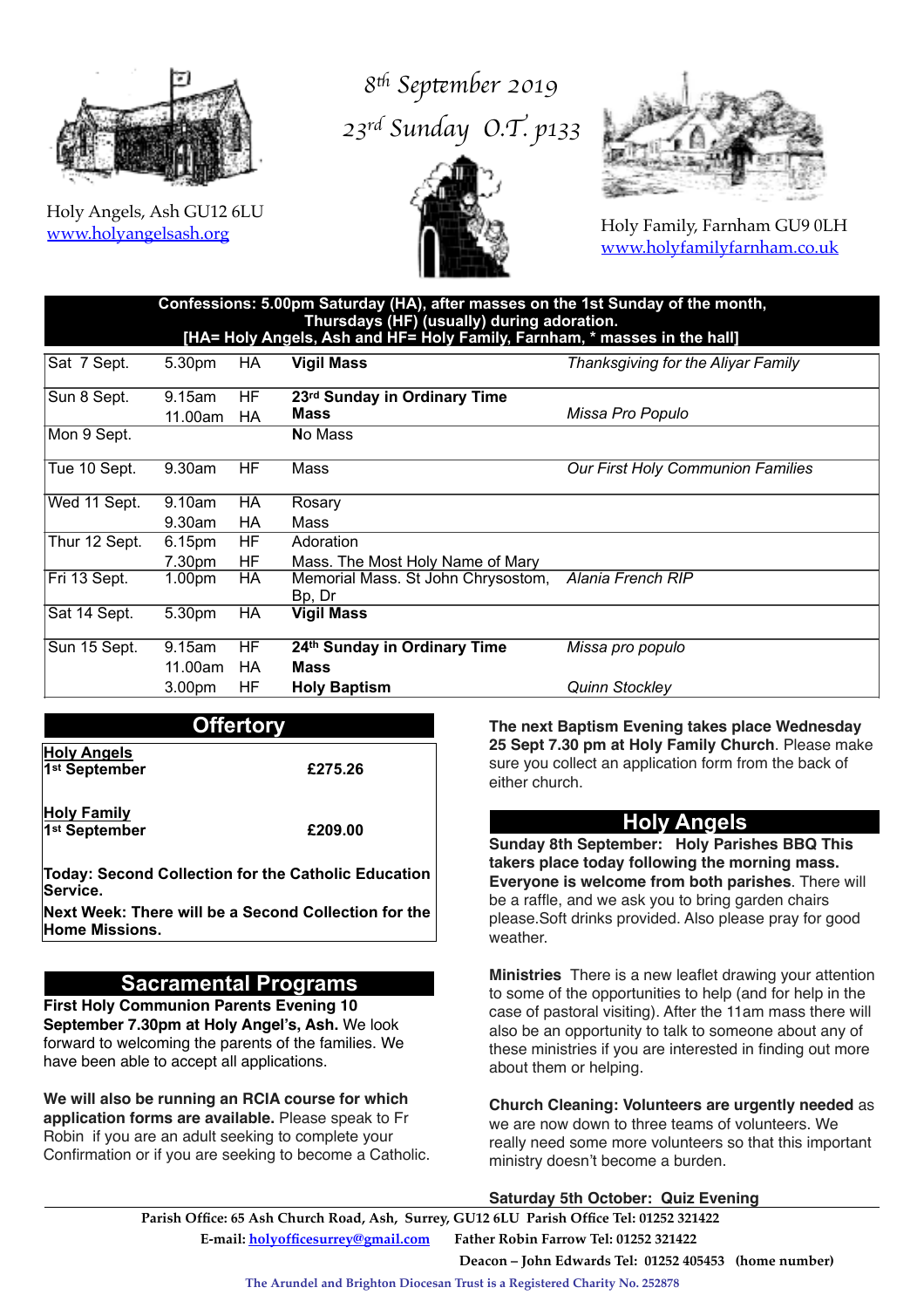Holy Angels, Ash GU12 6LU
www.holyangelsash.org

8th September 2019
23rd Sunday O.T. p133

Holy Family, Farnham GU9 0LH
www.holyfamilyfarnham.co.uk

**Confessions: 5.00pm Saturday (HA), after masses on the 1st Sunday of the month, Thursdays (HF) (usually) during adoration.**
**[HA= Holy Angels, Ash and HF= Holy Family, Farnham, * masses in the hall]**

| | | | | |
|---|---|---|---|---|
| Sat 7 Sept. | 5.30pm | HA | **Vigil Mass** | *Thanksgiving for the Aliyar Family* |
| Sun 8 Sept. | 9.15am | HF | **23rd Sunday in Ordinary Time** | |
| | 11.00am | HA | **Mass** | *Missa Pro Populo* |
| Mon 9 Sept. | | | **N**o Mass | |
| Tue 10 Sept. | 9.30am | HF | Mass | *Our First Holy Communion Families* |
| Wed 11 Sept. | 9.10am | HA | Rosary | |
| | 9.30am | HA | Mass | |
| Thur 12 Sept. | 6.15pm | HF | Adoration | |
| | 7.30pm | HF | Mass. The Most Holy Name of Mary | |
| Fri 13 Sept. | 1.00pm | HA | Memorial Mass. St John Chrysostom, Bp, Dr | *Alania French RIP* |
| Sat 14 Sept. | 5.30pm | HA | **Vigil Mass** | |
| Sun 15 Sept. | 9.15am | HF | **24th Sunday in Ordinary Time** | *Missa pro populo* |
| | 11.00am | HA | **Mass** | |
| | 3.00pm | HF | **Holy Baptism** | *Quinn Stockley* |

## Offertory

| | |
|---|---|
| **Holy Angels** 1st September | **£275.26** |
| **Holy Family** 1st September | **£209.00** |

**Today: Second Collection for the Catholic Education Service.**

**Next Week: There will be a Second Collection for the Home Missions.**

## Sacramental Programs

**First Holy Communion Parents Evening 10 September 7.30pm at Holy Angel's, Ash.** We look forward to welcoming the parents of the families. We have been able to accept all applications.

**We will also be running an RCIA course for which application forms are available.** Please speak to Fr Robin if you are an adult seeking to complete your Confirmation or if you are seeking to become a Catholic.

**The next Baptism Evening takes place Wednesday 25 Sept 7.30 pm at Holy Family Church**. Please make sure you collect an application form from the back of either church.

## Holy Angels

**Sunday 8th September: Holy Parishes BBQ This takers place today following the morning mass. Everyone is welcome from both parishes**. There will be a raffle, and we ask you to bring garden chairs please.Soft drinks provided. Also please pray for good weather.

**Ministries** There is a new leaflet drawing your attention to some of the opportunities to help (and for help in the case of pastoral visiting). After the 11am mass there will also be an opportunity to talk to someone about any of these ministries if you are interested in finding out more about them or helping.

**Church Cleaning: Volunteers are urgently needed** as we are now down to three teams of volunteers. We really need some more volunteers so that this important ministry doesn't become a burden.

**Saturday 5th October: Quiz Evening**

**Parish Office: 65 Ash Church Road, Ash, Surrey, GU12 6LU Parish Office Tel: 01252 321422**
**E-mail: holyofficesurrey@gmail.com Father Robin Farrow Tel: 01252 321422**
**Deacon – John Edwards Tel: 01252 405453 (home number)**

The Arundel and Brighton Diocesan Trust is a Registered Charity No. 252878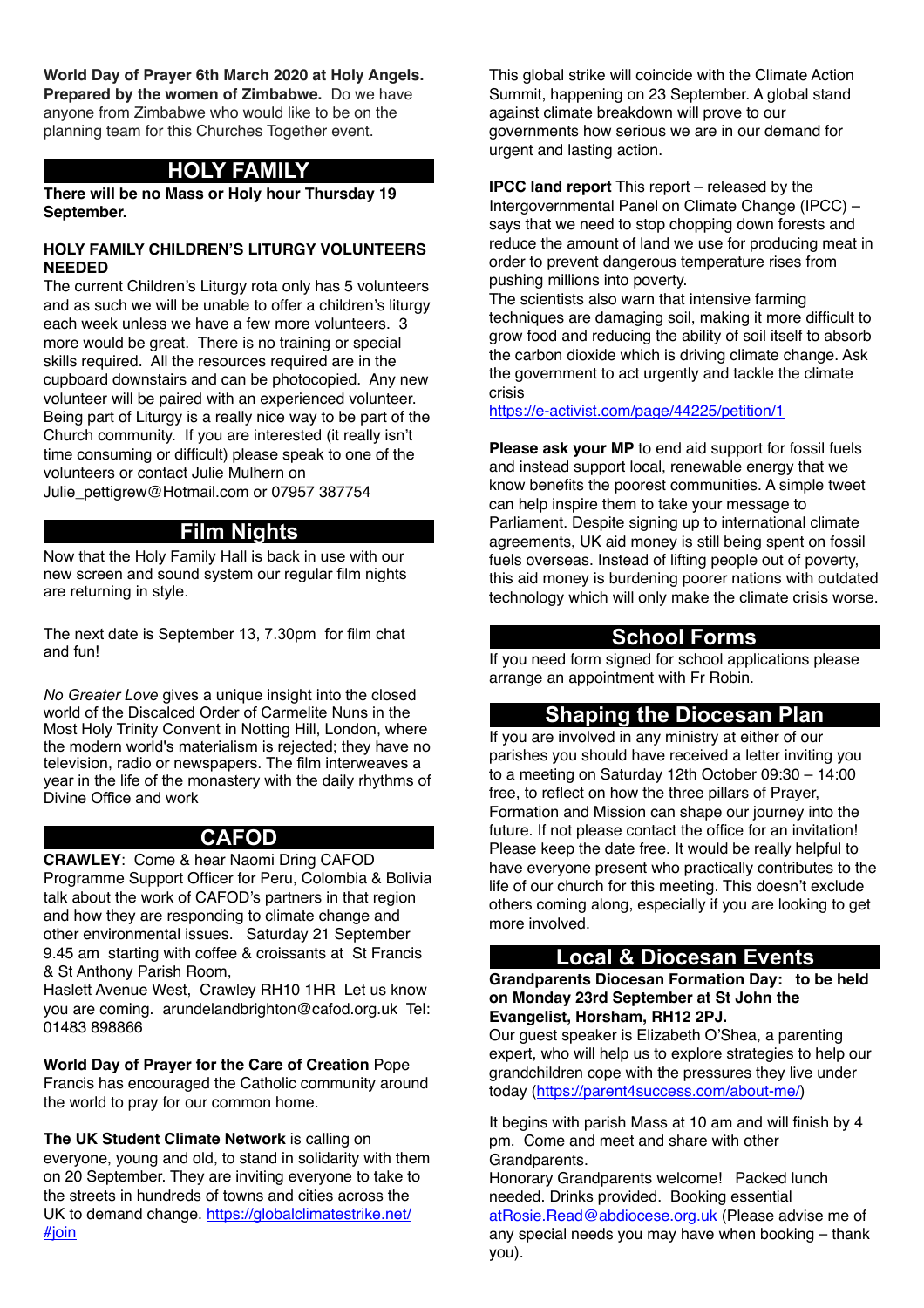**World Day of Prayer 6th March 2020 at Holy Angels. Prepared by the women of Zimbabwe.** Do we have anyone from Zimbabwe who would like to be on the planning team for this Churches Together event.

## HOLY FAMILY

**There will be no Mass or Holy hour Thursday 19 September.**

**HOLY FAMILY CHILDREN'S LITURGY VOLUNTEERS NEEDED**

The current Children's Liturgy rota only has 5 volunteers and as such we will be unable to offer a children's liturgy each week unless we have a few more volunteers. 3 more would be great. There is no training or special skills required. All the resources required are in the cupboard downstairs and can be photocopied. Any new volunteer will be paired with an experienced volunteer. Being part of Liturgy is a really nice way to be part of the Church community. If you are interested (it really isn't time consuming or difficult) please speak to one of the volunteers or contact Julie Mulhern on Julie_pettigrew@Hotmail.com or 07957 387754

## Film Nights

Now that the Holy Family Hall is back in use with our new screen and sound system our regular film nights are returning in style.

The next date is September 13, 7.30pm for film chat and fun!

*No Greater Love* gives a unique insight into the closed world of the Discalced Order of Carmelite Nuns in the Most Holy Trinity Convent in Notting Hill, London, where the modern world's materialism is rejected; they have no television, radio or newspapers. The film interweaves a year in the life of the monastery with the daily rhythms of Divine Office and work

## CAFOD

**CRAWLEY**: Come & hear Naomi Dring CAFOD Programme Support Officer for Peru, Colombia & Bolivia talk about the work of CAFOD's partners in that region and how they are responding to climate change and other environmental issues. Saturday 21 September 9.45 am starting with coffee & croissants at St Francis & St Anthony Parish Room,
Haslett Avenue West, Crawley RH10 1HR Let us know you are coming. arundelandbrighton@cafod.org.uk Tel: 01483 898866

**World Day of Prayer for the Care of Creation** Pope Francis has encouraged the Catholic community around the world to pray for our common home.

**The UK Student Climate Network** is calling on everyone, young and old, to stand in solidarity with them on 20 September. They are inviting everyone to take to the streets in hundreds of towns and cities across the UK to demand change. https://globalclimatestrike.net/#join

This global strike will coincide with the Climate Action Summit, happening on 23 September. A global stand against climate breakdown will prove to our governments how serious we are in our demand for urgent and lasting action.

**IPCC land report** This report – released by the Intergovernmental Panel on Climate Change (IPCC) – says that we need to stop chopping down forests and reduce the amount of land we use for producing meat in order to prevent dangerous temperature rises from pushing millions into poverty.
The scientists also warn that intensive farming techniques are damaging soil, making it more difficult to grow food and reducing the ability of soil itself to absorb the carbon dioxide which is driving climate change. Ask the government to act urgently and tackle the climate crisis
https://e-activist.com/page/44225/petition/1

**Please ask your MP** to end aid support for fossil fuels and instead support local, renewable energy that we know benefits the poorest communities. A simple tweet can help inspire them to take your message to Parliament. Despite signing up to international climate agreements, UK aid money is still being spent on fossil fuels overseas. Instead of lifting people out of poverty, this aid money is burdening poorer nations with outdated technology which will only make the climate crisis worse.

## School Forms

If you need form signed for school applications please arrange an appointment with Fr Robin.

## Shaping the Diocesan Plan

If you are involved in any ministry at either of our parishes you should have received a letter inviting you to a meeting on Saturday 12th October 09:30 – 14:00 free, to reflect on how the three pillars of Prayer, Formation and Mission can shape our journey into the future. If not please contact the office for an invitation! Please keep the date free. It would be really helpful to have everyone present who practically contributes to the life of our church for this meeting. This doesn't exclude others coming along, especially if you are looking to get more involved.

## Local & Diocesan Events

**Grandparents Diocesan Formation Day: to be held on Monday 23rd September at St John the Evangelist, Horsham, RH12 2PJ.**
Our guest speaker is Elizabeth O'Shea, a parenting expert, who will help us to explore strategies to help our grandchildren cope with the pressures they live under today (https://parent4success.com/about-me/)

It begins with parish Mass at 10 am and will finish by 4 pm. Come and meet and share with other Grandparents.
Honorary Grandparents welcome! Packed lunch needed. Drinks provided. Booking essential atRosie.Read@abdiocese.org.uk (Please advise me of any special needs you may have when booking – thank you).